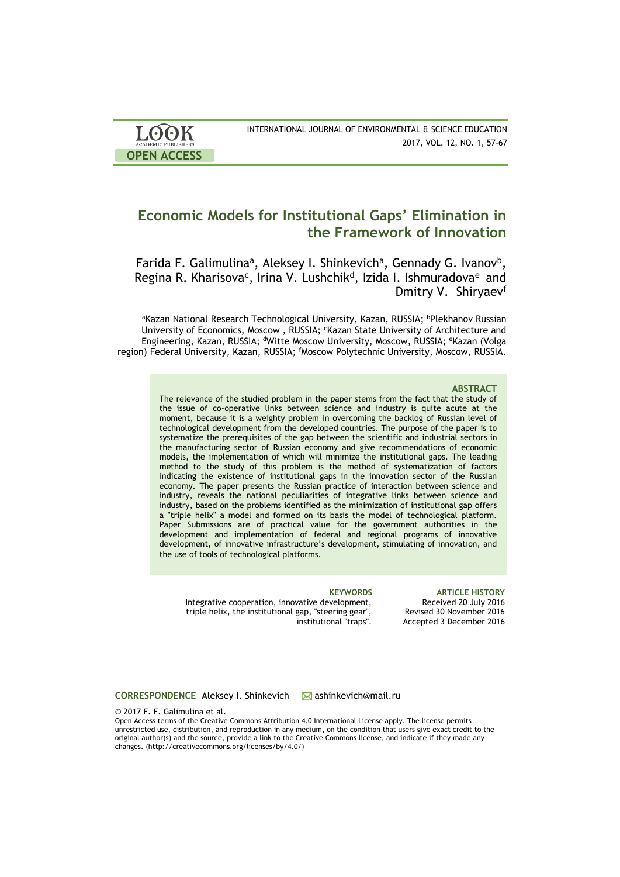# Economic Models for Institutional Gaps' Elimination in the Framework of Innovation

Farida F. Galimulina[a], Aleksey I. Shinkevich[a], Gennady G. Ivanov[b], Regina R. Kharisova[c], Irina V. Lushchik[d], Izida I. Ishmuradova[e] and Dmitry V. Shiryaev[f]

[a]Kazan National Research Technological University, Kazan, RUSSIA; [b]Plekhanov Russian University of Economics, Moscow , RUSSIA; [c]Kazan State University of Architecture and Engineering, Kazan, RUSSIA; [d]Witte Moscow University, Moscow, RUSSIA; [e]Kazan (Volga region) Federal University, Kazan, RUSSIA; [f]Moscow Polytechnic University, Moscow, RUSSIA.

## ABSTRACT

The relevance of the studied problem in the paper stems from the fact that the study of the issue of co-operative links between science and industry is quite acute at the moment, because it is a weighty problem in overcoming the backlog of Russian level of technological development from the developed countries. The purpose of the paper is to systematize the prerequisites of the gap between the scientific and industrial sectors in the manufacturing sector of Russian economy and give recommendations of economic models, the implementation of which will minimize the institutional gaps. The leading method to the study of this problem is the method of systematization of factors indicating the existence of institutional gaps in the innovation sector of the Russian economy. The paper presents the Russian practice of interaction between science and industry, reveals the national peculiarities of integrative links between science and industry, based on the problems identified as the minimization of institutional gap offers a "triple helix" a model and formed on its basis the model of technological platform. Paper Submissions are of practical value for the government authorities in the development and implementation of federal and regional programs of innovative development, of innovative infrastructure's development, stimulating of innovation, and the use of tools of technological platforms.

**KEYWORDS**

Integrative cooperation, innovative development, triple helix, the institutional gap, "steering gear", institutional "traps".

**ARTICLE HISTORY**

Received 20 July 2016
Revised 30 November 2016
Accepted 3 December 2016

**CORRESPONDENCE** Aleksey I. Shinkevich ashinkevich@mail.ru

© 2017 F. F. Galimulina et al.

Open Access terms of the Creative Commons Attribution 4.0 International License apply. The license permits unrestricted use, distribution, and reproduction in any medium, on the condition that users give exact credit to the original author(s) and the source, provide a link to the Creative Commons license, and indicate if they made any changes. (http://creativecommons.org/licenses/by/4.0/)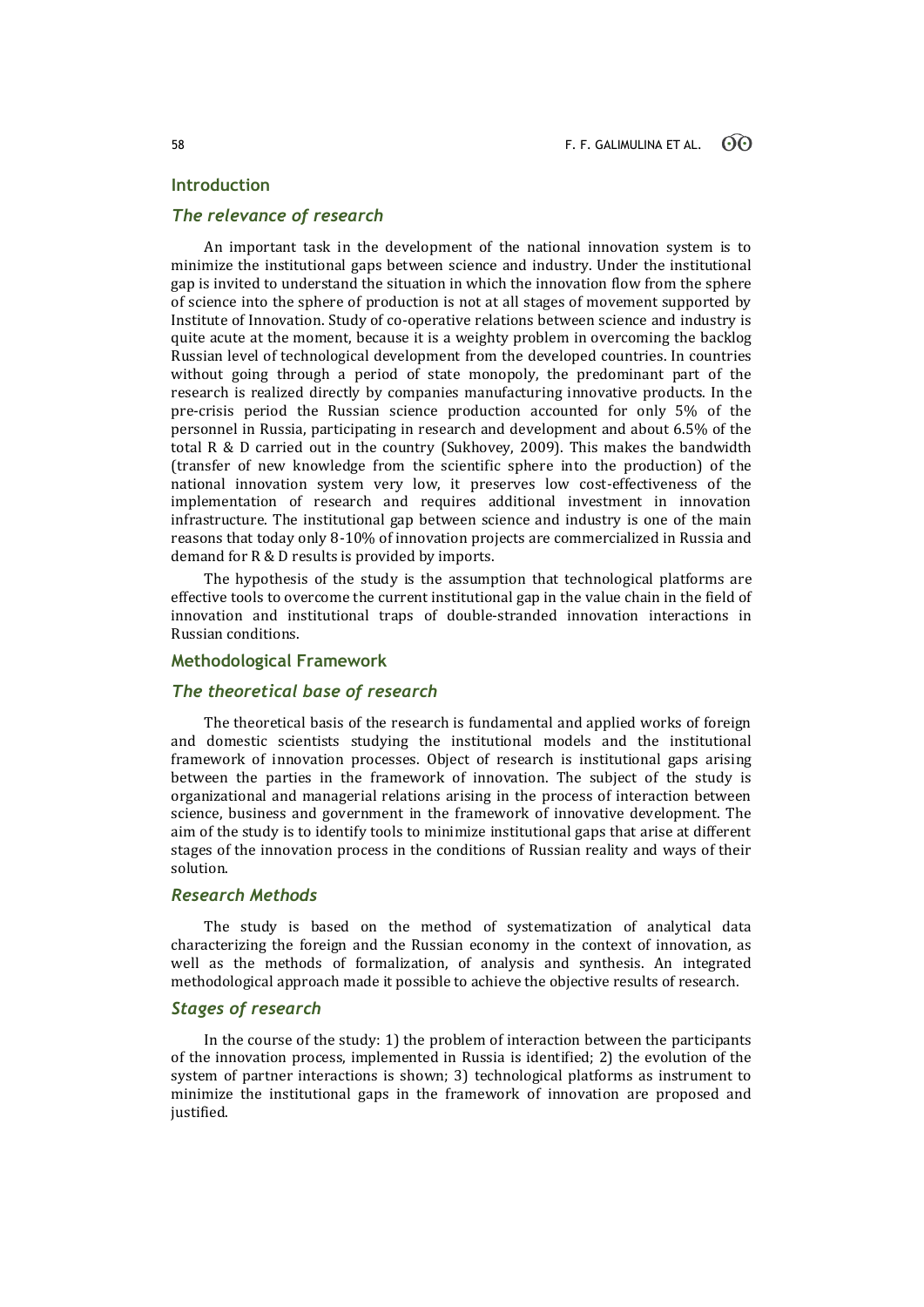## Introduction

### *The relevance of research*

An important task in the development of the national innovation system is to minimize the institutional gaps between science and industry. Under the institutional gap is invited to understand the situation in which the innovation flow from the sphere of science into the sphere of production is not at all stages of movement supported by Institute of Innovation. Study of co-operative relations between science and industry is quite acute at the moment, because it is a weighty problem in overcoming the backlog Russian level of technological development from the developed countries. In countries without going through a period of state monopoly, the predominant part of the research is realized directly by companies manufacturing innovative products. In the pre-crisis period the Russian science production accounted for only 5% of the personnel in Russia, participating in research and development and about 6.5% of the total R & D carried out in the country (Sukhovey, 2009). This makes the bandwidth (transfer of new knowledge from the scientific sphere into the production) of the national innovation system very low, it preserves low cost-effectiveness of the implementation of research and requires additional investment in innovation infrastructure. The institutional gap between science and industry is one of the main reasons that today only 8-10% of innovation projects are commercialized in Russia and demand for R & D results is provided by imports.

The hypothesis of the study is the assumption that technological platforms are effective tools to overcome the current institutional gap in the value chain in the field of innovation and institutional traps of double-stranded innovation interactions in Russian conditions.

## Methodological Framework

### *The theoretical base of research*

The theoretical basis of the research is fundamental and applied works of foreign and domestic scientists studying the institutional models and the institutional framework of innovation processes. Object of research is institutional gaps arising between the parties in the framework of innovation. The subject of the study is organizational and managerial relations arising in the process of interaction between science, business and government in the framework of innovative development. The aim of the study is to identify tools to minimize institutional gaps that arise at different stages of the innovation process in the conditions of Russian reality and ways of their solution.

### *Research Methods*

The study is based on the method of systematization of analytical data characterizing the foreign and the Russian economy in the context of innovation, as well as the methods of formalization, of analysis and synthesis. An integrated methodological approach made it possible to achieve the objective results of research.

### *Stages of research*

In the course of the study: 1) the problem of interaction between the participants of the innovation process, implemented in Russia is identified; 2) the evolution of the system of partner interactions is shown; 3) technological platforms as instrument to minimize the institutional gaps in the framework of innovation are proposed and justified.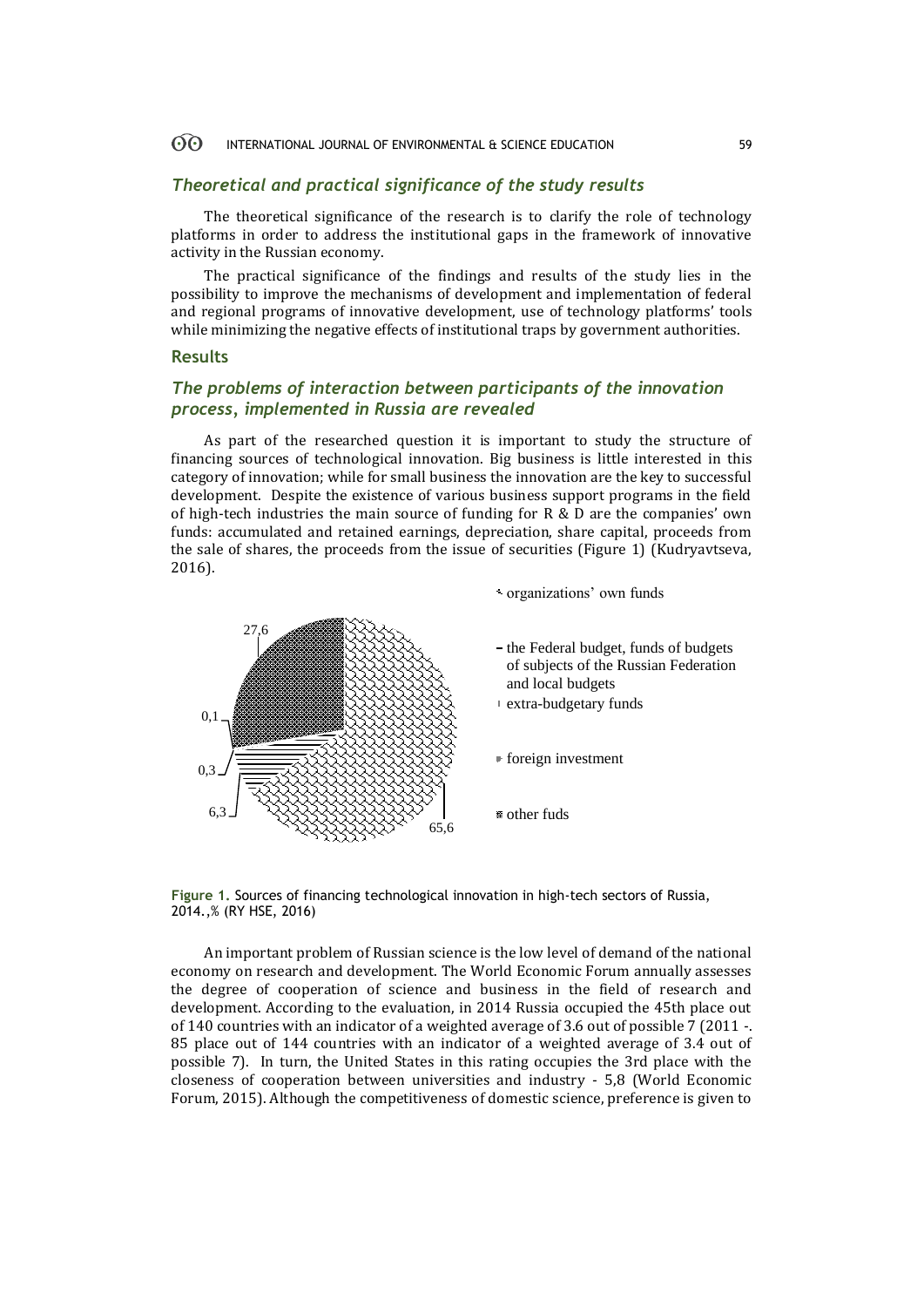### *Theoretical and practical significance of the study results*

The theoretical significance of the research is to clarify the role of technology platforms in order to address the institutional gaps in the framework of innovative activity in the Russian economy.

The practical significance of the findings and results of the study lies in the possibility to improve the mechanisms of development and implementation of federal and regional programs of innovative development, use of technology platforms' tools while minimizing the negative effects of institutional traps by government authorities.

## Results

### *The problems of interaction between participants of the innovation process, implemented in Russia are revealed*

As part of the researched question it is important to study the structure of financing sources of technological innovation. Big business is little interested in this category of innovation; while for small business the innovation are the key to successful development. Despite the existence of various business support programs in the field of high-tech industries the main source of funding for R & D are the companies' own funds: accumulated and retained earnings, depreciation, share capital, proceeds from the sale of shares, the proceeds from the issue of securities (Figure 1) (Kudryavtseva, 2016).

27,6

0,1

0,3

6,3

65,6

organizations' own funds

the Federal budget, funds of budgets of subjects of the Russian Federation and local budgets

extra-budgetary funds

foreign investment

other fuds

**Figure 1.** Sources of financing technological innovation in high-tech sectors of Russia, 2014.,% (RY HSE, 2016)

An important problem of Russian science is the low level of demand of the national economy on research and development. The World Economic Forum annually assesses the degree of cooperation of science and business in the field of research and development. According to the evaluation, in 2014 Russia occupied the 45th place out of 140 countries with an indicator of a weighted average of 3.6 out of possible 7 (2011 -. 85 place out of 144 countries with an indicator of a weighted average of 3.4 out of possible 7). In turn, the United States in this rating occupies the 3rd place with the closeness of cooperation between universities and industry - 5,8 (World Economic Forum, 2015). Although the competitiveness of domestic science, preference is given to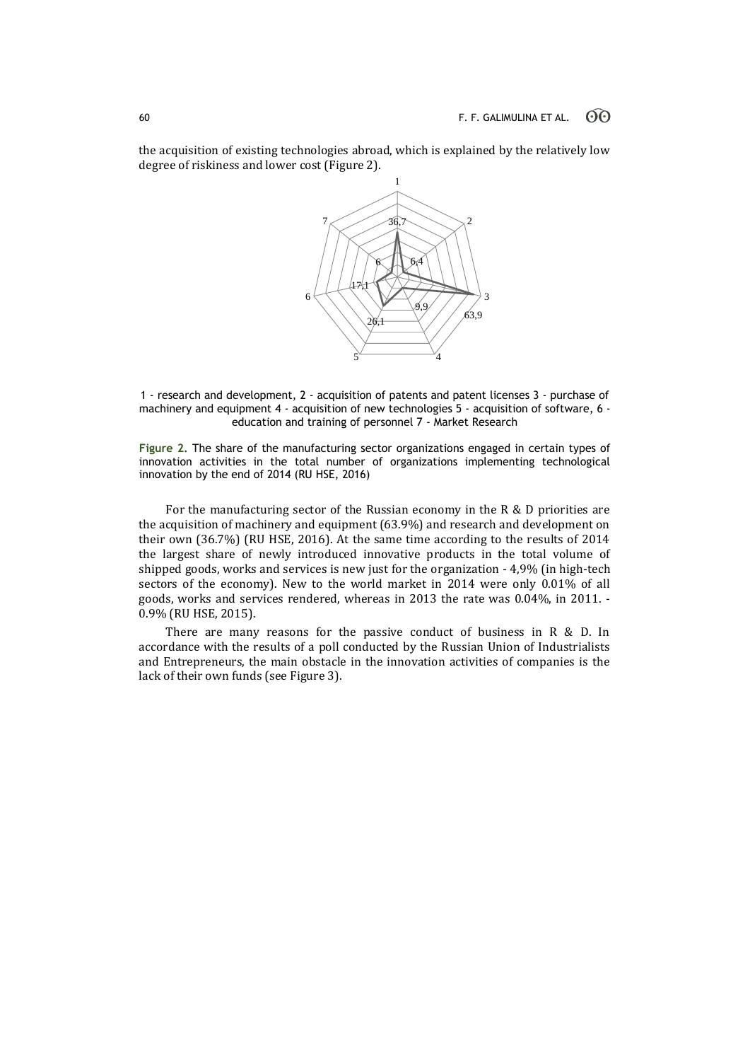the acquisition of existing technologies abroad, which is explained by the relatively low degree of riskiness and lower cost (Figure 2).

1 - research and development, 2 - acquisition of patents and patent licenses 3 - purchase of machinery and equipment 4 - acquisition of new technologies 5 - acquisition of software, 6 - education and training of personnel 7 - Market Research

**Figure 2.** The share of the manufacturing sector organizations engaged in certain types of innovation activities in the total number of organizations implementing technological innovation by the end of 2014 (RU HSE, 2016)

For the manufacturing sector of the Russian economy in the R & D priorities are the acquisition of machinery and equipment (63.9%) and research and development on their own (36.7%) (RU HSE, 2016). At the same time according to the results of 2014 the largest share of newly introduced innovative products in the total volume of shipped goods, works and services is new just for the organization - 4,9% (in high-tech sectors of the economy). New to the world market in 2014 were only 0.01% of all goods, works and services rendered, whereas in 2013 the rate was 0.04%, in 2011. - 0.9% (RU HSE, 2015).

There are many reasons for the passive conduct of business in R & D. In accordance with the results of a poll conducted by the Russian Union of Industrialists and Entrepreneurs, the main obstacle in the innovation activities of companies is the lack of their own funds (see Figure 3).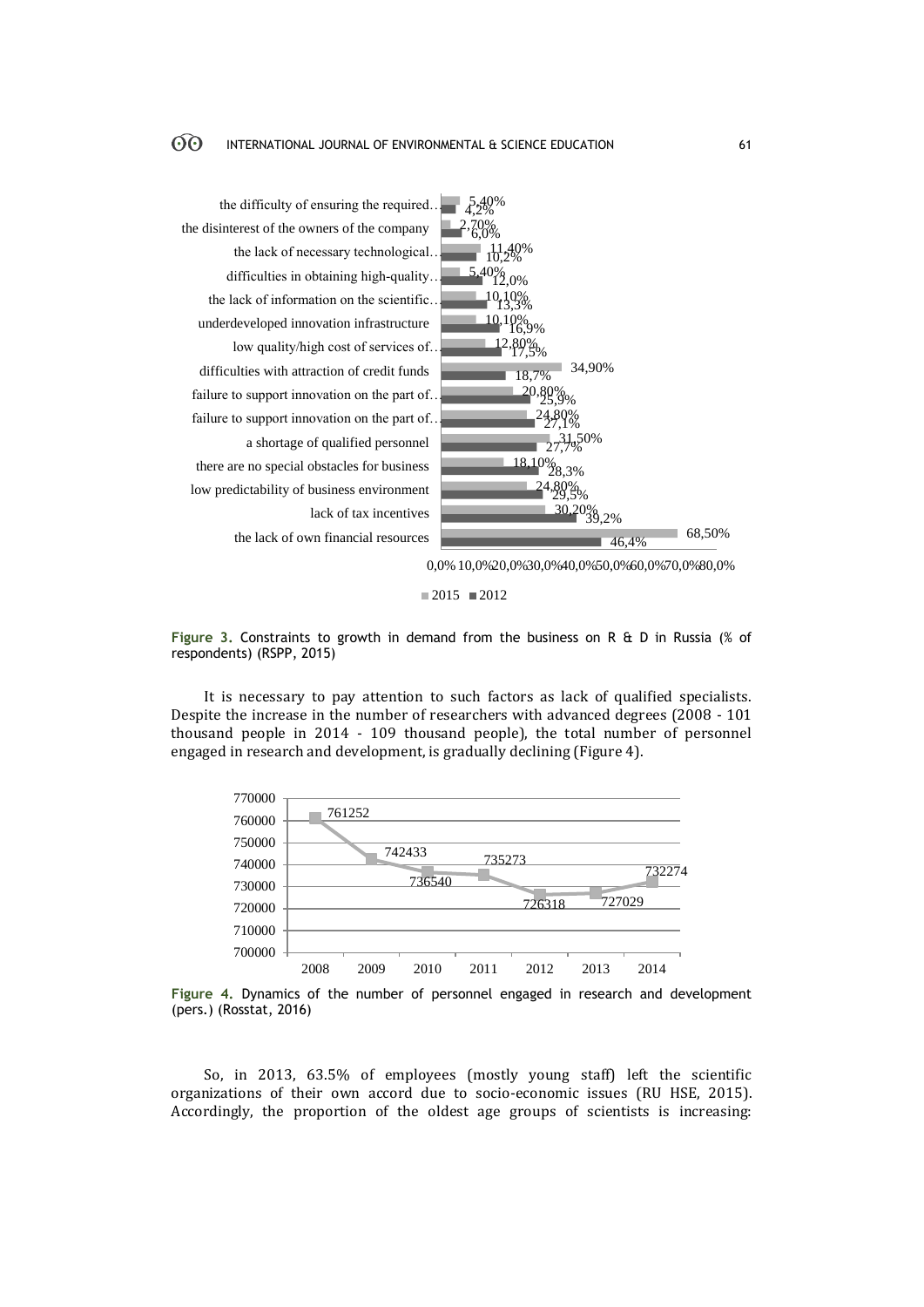| Constraint | 2015 | 2012 |
|---|---|---|
| the difficulty of ensuring the required… | 5,40% | 4,2% |
| the disinterest of the owners of the company | 2,70% | 6,0% |
| the lack of necessary technological… | 11,40% | 10,2% |
| difficulties in obtaining high-quality… | 5,40% | 12,0% |
| the lack of information on the scientific… | 10,10% | 13,3% |
| underdeveloped innovation infrastructure | 10,10% | 16,9% |
| low quality/high cost of services of… | 12,80% | 17,5% |
| difficulties with attraction of credit funds | 34,90% | 18,7% |
| failure to support innovation on the part of… | 20,80% | 25,9% |
| failure to support innovation on the part of… | 24,80% | 27,1% |
| a shortage of qualified personnel | 31,50% | 27,7% |
| there are no special obstacles for business | 18,10% | 28,3% |
| low predictability of business environment | 24,80% | 29,5% |
| lack of tax incentives | 30,20% | 39,2% |
| the lack of own financial resources | 68,50% | 46,4% |

**Figure 3.** Constraints to growth in demand from the business on R & D in Russia (% of respondents) (RSPP, 2015)

It is necessary to pay attention to such factors as lack of qualified specialists. Despite the increase in the number of researchers with advanced degrees (2008 - 101 thousand people in 2014 - 109 thousand people), the total number of personnel engaged in research and development, is gradually declining (Figure 4).

| Year | 2008 | 2009 | 2010 | 2011 | 2012 | 2013 | 2014 |
|---|---|---|---|---|---|---|---|
| Personnel | 761252 | 742433 | 736540 | 735273 | 726318 | 727029 | 732274 |

**Figure 4.** Dynamics of the number of personnel engaged in research and development (pers.) (Rosstat, 2016)

So, in 2013, 63.5% of employees (mostly young staff) left the scientific organizations of their own accord due to socio-economic issues (RU HSE, 2015). Accordingly, the proportion of the oldest age groups of scientists is increasing: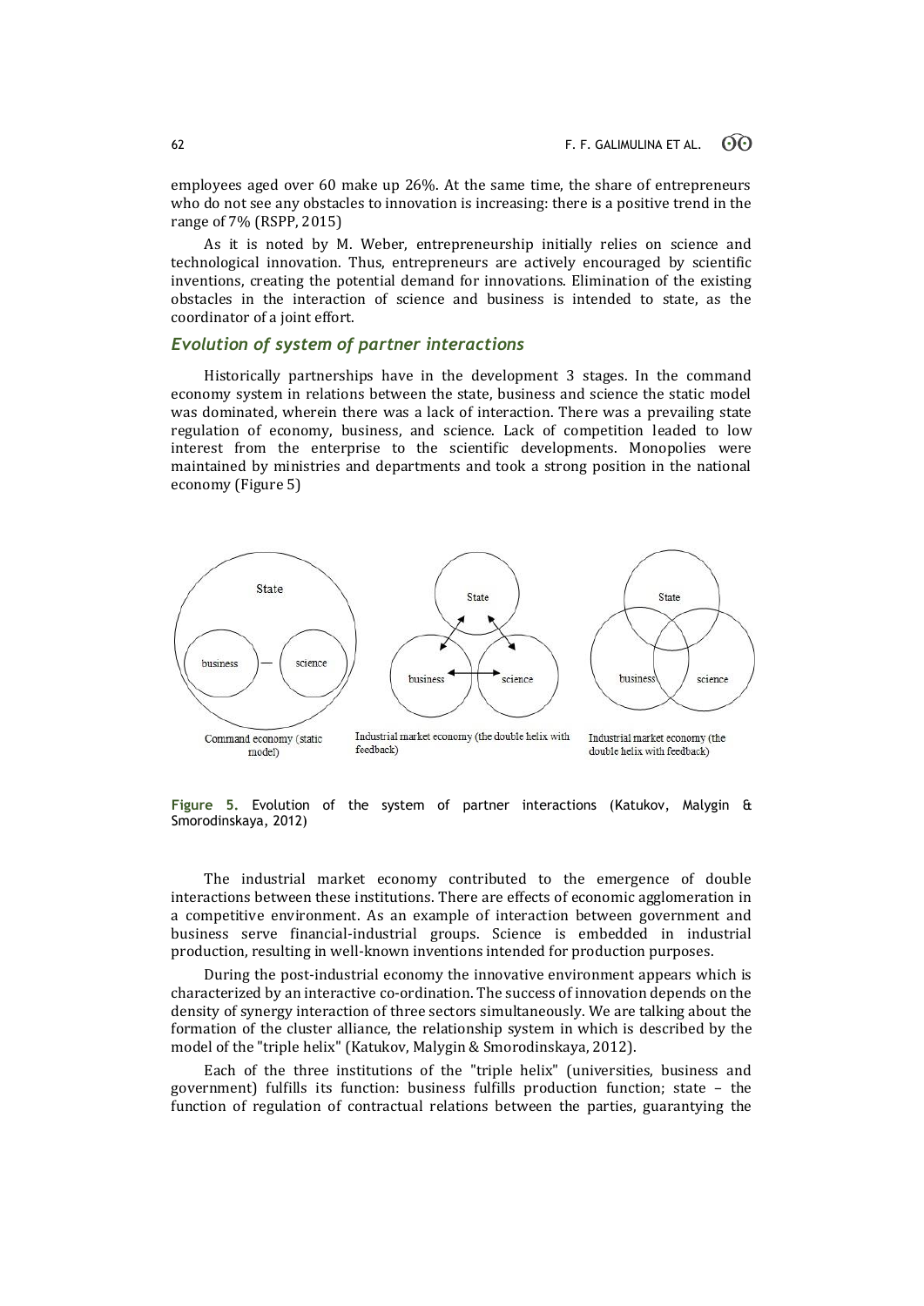employees aged over 60 make up 26%. At the same time, the share of entrepreneurs who do not see any obstacles to innovation is increasing: there is a positive trend in the range of 7% (RSPP, 2015)

As it is noted by M. Weber, entrepreneurship initially relies on science and technological innovation. Thus, entrepreneurs are actively encouraged by scientific inventions, creating the potential demand for innovations. Elimination of the existing obstacles in the interaction of science and business is intended to state, as the coordinator of a joint effort.

### *Evolution of system of partner interactions*

Historically partnerships have in the development 3 stages. In the command economy system in relations between the state, business and science the static model was dominated, wherein there was a lack of interaction. There was a prevailing state regulation of economy, business, and science. Lack of competition leaded to low interest from the enterprise to the scientific developments. Monopolies were maintained by ministries and departments and took a strong position in the national economy (Figure 5)

State

business — science

Command economy (static model)

State

business ↔ science

Industrial market economy (the double helix with feedback)

State

business science

Industrial market economy (the double helix with feedback)

**Figure 5.** Evolution of the system of partner interactions (Katukov, Malygin & Smorodinskaya, 2012)

The industrial market economy contributed to the emergence of double interactions between these institutions. There are effects of economic agglomeration in a competitive environment. As an example of interaction between government and business serve financial-industrial groups. Science is embedded in industrial production, resulting in well-known inventions intended for production purposes.

During the post-industrial economy the innovative environment appears which is characterized by an interactive co-ordination. The success of innovation depends on the density of synergy interaction of three sectors simultaneously. We are talking about the formation of the cluster alliance, the relationship system in which is described by the model of the "triple helix" (Katukov, Malygin & Smorodinskaya, 2012).

Each of the three institutions of the "triple helix" (universities, business and government) fulfills its function: business fulfills production function; state – the function of regulation of contractual relations between the parties, guarantying the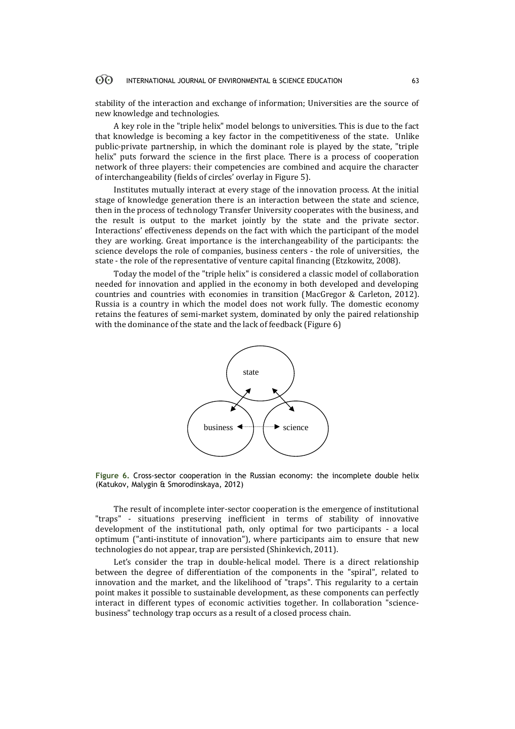stability of the interaction and exchange of information; Universities are the source of new knowledge and technologies.

A key role in the "triple helix" model belongs to universities. This is due to the fact that knowledge is becoming a key factor in the competitiveness of the state. Unlike public-private partnership, in which the dominant role is played by the state, "triple helix" puts forward the science in the first place. There is a process of cooperation network of three players: their competencies are combined and acquire the character of interchangeability (fields of circles' overlay in Figure 5).

Institutes mutually interact at every stage of the innovation process. At the initial stage of knowledge generation there is an interaction between the state and science, then in the process of technology Transfer University cooperates with the business, and the result is output to the market jointly by the state and the private sector. Interactions' effectiveness depends on the fact with which the participant of the model they are working. Great importance is the interchangeability of the participants: the science develops the role of companies, business centers - the role of universities, the state - the role of the representative of venture capital financing (Etzkowitz, 2008).

Today the model of the "triple helix" is considered a classic model of collaboration needed for innovation and applied in the economy in both developed and developing countries and countries with economies in transition (MacGregor & Carleton, 2012). Russia is a country in which the model does not work fully. The domestic economy retains the features of semi-market system, dominated by only the paired relationship with the dominance of the state and the lack of feedback (Figure 6)

state

business science

**Figure 6.** Cross-sector cooperation in the Russian economy: the incomplete double helix (Katukov, Malygin & Smorodinskaya, 2012)

The result of incomplete inter-sector cooperation is the emergence of institutional "traps" - situations preserving inefficient in terms of stability of innovative development of the institutional path, only optimal for two participants - a local optimum ("anti-institute of innovation"), where participants aim to ensure that new technologies do not appear, trap are persisted (Shinkevich, 2011).

Let's consider the trap in double-helical model. There is a direct relationship between the degree of differentiation of the components in the "spiral", related to innovation and the market, and the likelihood of "traps". This regularity to a certain point makes it possible to sustainable development, as these components can perfectly interact in different types of economic activities together. In collaboration "science-business" technology trap occurs as a result of a closed process chain.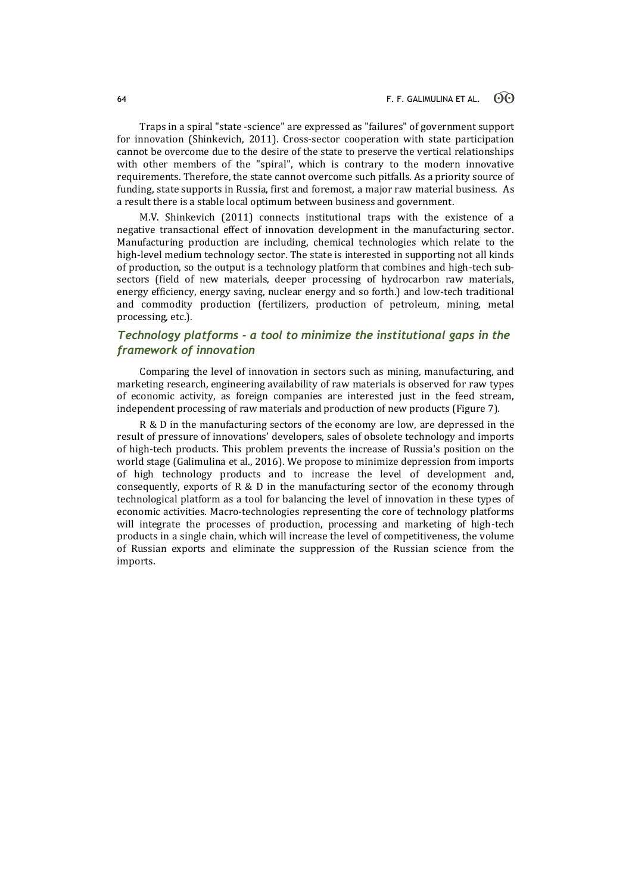Traps in a spiral "state -science" are expressed as "failures" of government support for innovation (Shinkevich, 2011). Cross-sector cooperation with state participation cannot be overcome due to the desire of the state to preserve the vertical relationships with other members of the "spiral", which is contrary to the modern innovative requirements. Therefore, the state cannot overcome such pitfalls. As a priority source of funding, state supports in Russia, first and foremost, a major raw material business. As a result there is a stable local optimum between business and government.

M.V. Shinkevich (2011) connects institutional traps with the existence of a negative transactional effect of innovation development in the manufacturing sector. Manufacturing production are including, chemical technologies which relate to the high-level medium technology sector. The state is interested in supporting not all kinds of production, so the output is a technology platform that combines and high-tech sub-sectors (field of new materials, deeper processing of hydrocarbon raw materials, energy efficiency, energy saving, nuclear energy and so forth.) and low-tech traditional and commodity production (fertilizers, production of petroleum, mining, metal processing, etc.).

### *Technology platforms - a tool to minimize the institutional gaps in the framework of innovation*

Comparing the level of innovation in sectors such as mining, manufacturing, and marketing research, engineering availability of raw materials is observed for raw types of economic activity, as foreign companies are interested just in the feed stream, independent processing of raw materials and production of new products (Figure 7).

R & D in the manufacturing sectors of the economy are low, are depressed in the result of pressure of innovations' developers, sales of obsolete technology and imports of high-tech products. This problem prevents the increase of Russia's position on the world stage (Galimulina et al., 2016). We propose to minimize depression from imports of high technology products and to increase the level of development and, consequently, exports of R & D in the manufacturing sector of the economy through technological platform as a tool for balancing the level of innovation in these types of economic activities. Macro-technologies representing the core of technology platforms will integrate the processes of production, processing and marketing of high-tech products in a single chain, which will increase the level of competitiveness, the volume of Russian exports and eliminate the suppression of the Russian science from the imports.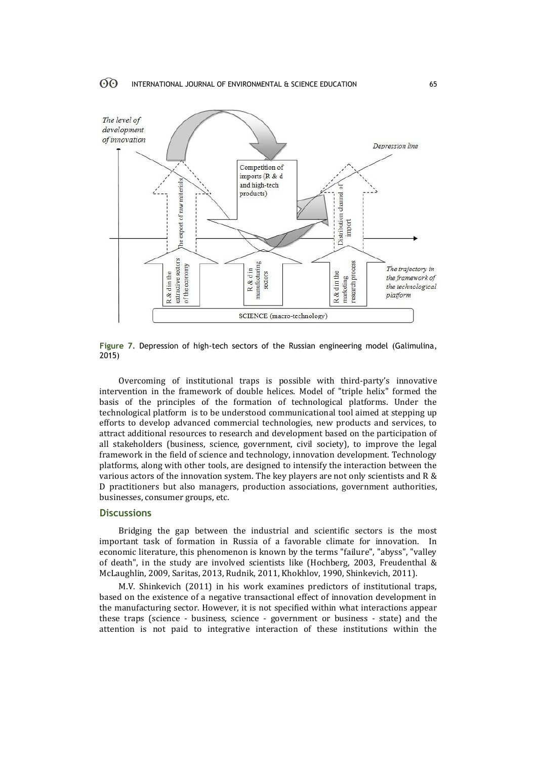**Figure 7.** Depression of high-tech sectors of the Russian engineering model (Galimulina, 2015)

Overcoming of institutional traps is possible with third-party's innovative intervention in the framework of double helices. Model of "triple helix" formed the basis of the principles of the formation of technological platforms. Under the technological platform is to be understood communicational tool aimed at stepping up efforts to develop advanced commercial technologies, new products and services, to attract additional resources to research and development based on the participation of all stakeholders (business, science, government, civil society), to improve the legal framework in the field of science and technology, innovation development. Technology platforms, along with other tools, are designed to intensify the interaction between the various actors of the innovation system. The key players are not only scientists and R & D practitioners but also managers, production associations, government authorities, businesses, consumer groups, etc.

## Discussions

Bridging the gap between the industrial and scientific sectors is the most important task of formation in Russia of a favorable climate for innovation. In economic literature, this phenomenon is known by the terms "failure", "abyss", "valley of death", in the study are involved scientists like (Hochberg, 2003, Freudenthal & McLaughlin, 2009, Saritas, 2013, Rudnik, 2011, Khokhlov, 1990, Shinkevich, 2011).

M.V. Shinkevich (2011) in his work examines predictors of institutional traps, based on the existence of a negative transactional effect of innovation development in the manufacturing sector. However, it is not specified within what interactions appear these traps (science - business, science - government or business - state) and the attention is not paid to integrative interaction of these institutions within the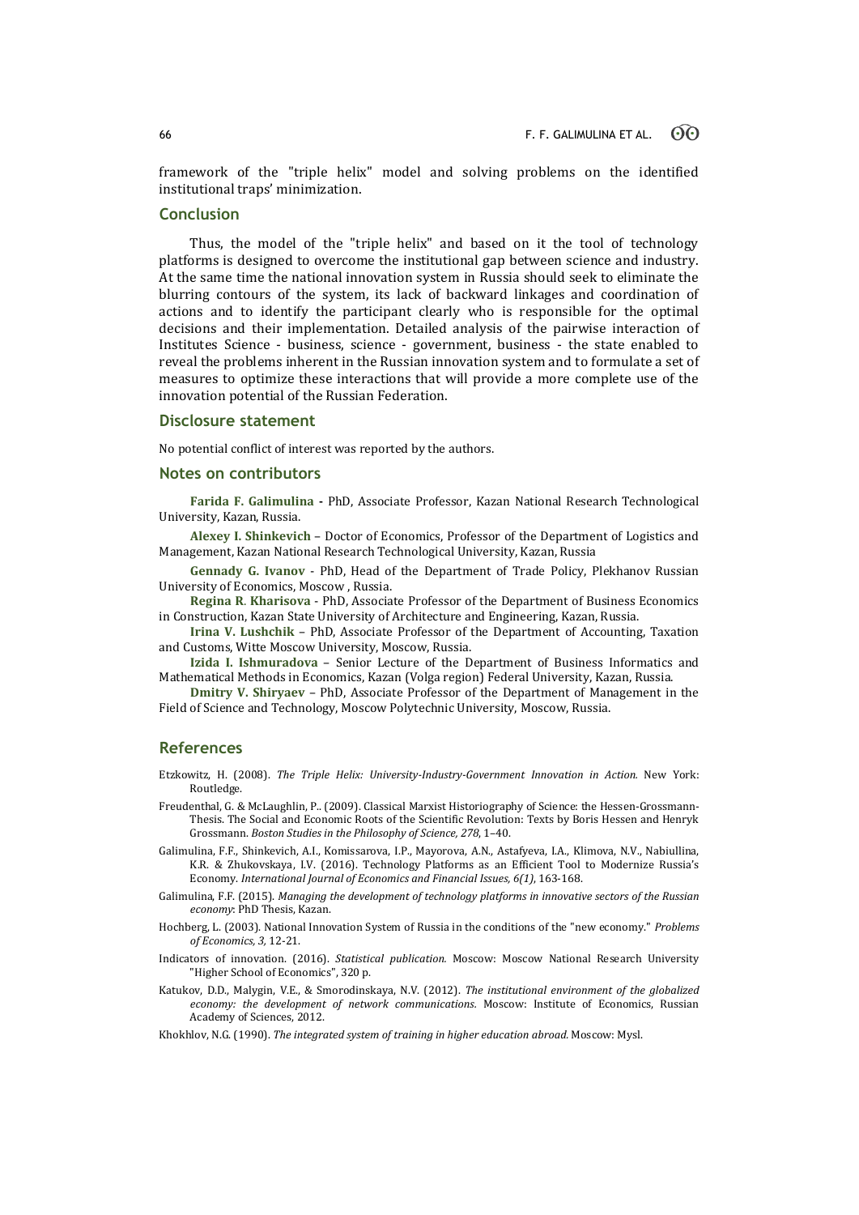framework of the "triple helix" model and solving problems on the identified institutional traps' minimization.

## Conclusion

Thus, the model of the "triple helix" and based on it the tool of technology platforms is designed to overcome the institutional gap between science and industry. At the same time the national innovation system in Russia should seek to eliminate the blurring contours of the system, its lack of backward linkages and coordination of actions and to identify the participant clearly who is responsible for the optimal decisions and their implementation. Detailed analysis of the pairwise interaction of Institutes Science - business, science - government, business - the state enabled to reveal the problems inherent in the Russian innovation system and to formulate a set of measures to optimize these interactions that will provide a more complete use of the innovation potential of the Russian Federation.

## Disclosure statement

No potential conflict of interest was reported by the authors.

## Notes on contributors

**Farida F. Galimulina -** PhD, Associate Professor, Kazan National Research Technological University, Kazan, Russia.

**Alexey I. Shinkevich** – Doctor of Economics, Professor of the Department of Logistics and Management, Kazan National Research Technological University, Kazan, Russia

**Gennady G. Ivanov** - PhD, Head of the Department of Trade Policy, Plekhanov Russian University of Economics, Moscow , Russia.

**Regina R. Kharisova** - PhD, Associate Professor of the Department of Business Economics in Construction, Kazan State University of Architecture and Engineering, Kazan, Russia.

**Irina V. Lushchik** – PhD, Associate Professor of the Department of Accounting, Taxation and Customs, Witte Moscow University, Moscow, Russia.

**Izida I. Ishmuradova** – Senior Lecture of the Department of Business Informatics and Mathematical Methods in Economics, Kazan (Volga region) Federal University, Kazan, Russia.

**Dmitry V. Shiryaev** – PhD, Associate Professor of the Department of Management in the Field of Science and Technology, Moscow Polytechnic University, Moscow, Russia.

## References

Etzkowitz, H. (2008). *The Triple Helix: University-Industry-Government Innovation in Action.* New York: Routledge.

Freudenthal, G. & McLaughlin, P.. (2009). Classical Marxist Historiography of Science: the Hessen-Grossmann-Thesis. The Social and Economic Roots of the Scientific Revolution: Texts by Boris Hessen and Henryk Grossmann. *Boston Studies in the Philosophy of Science, 278*, 1–40.

Galimulina, F.F., Shinkevich, A.I., Komissarova, I.P., Mayorova, A.N., Astafyeva, I.A., Klimova, N.V., Nabiullina, K.R. & Zhukovskaya, I.V. (2016). Technology Platforms as an Efficient Tool to Modernize Russia's Economy. *International Journal of Economics and Financial Issues, 6(1)*, 163-168.

Galimulina, F.F. (2015). *Managing the development of technology platforms in innovative sectors of the Russian economy*: PhD Thesis, Kazan.

Hochberg, L. (2003). National Innovation System of Russia in the conditions of the "new economy." *Problems of Economics, 3,* 12-21.

Indicators of innovation. (2016). *Statistical publication.* Moscow: Moscow National Research University "Higher School of Economics", 320 p.

Katukov, D.D., Malygin, V.E., & Smorodinskaya, N.V. (2012). *The institutional environment of the globalized economy: the development of network communications*. Moscow: Institute of Economics, Russian Academy of Sciences, 2012.

Khokhlov, N.G. (1990). *The integrated system of training in higher education abroad.* Moscow: Mysl.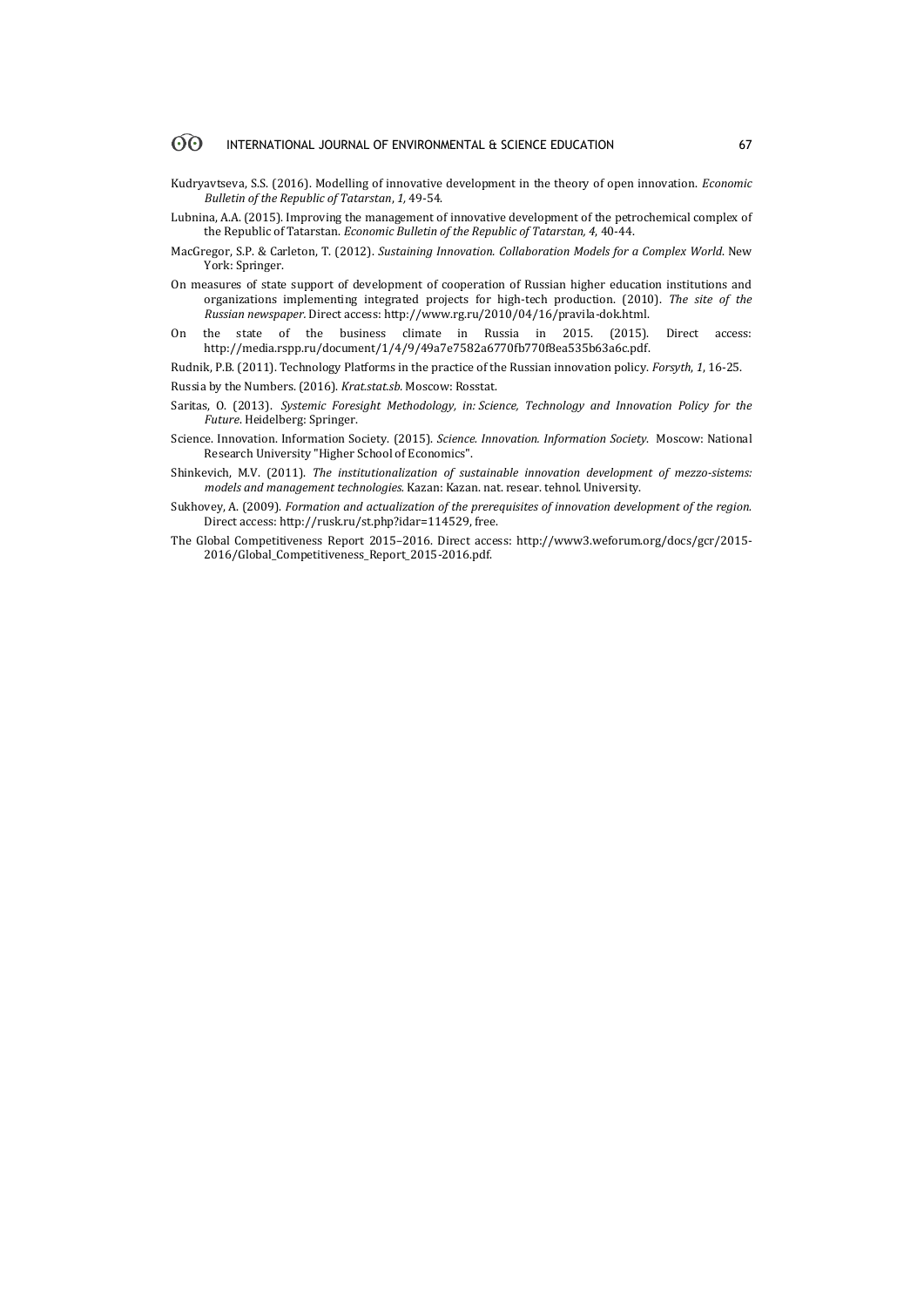Kudryavtseva, S.S. (2016). Modelling of innovative development in the theory of open innovation. *Economic Bulletin of the Republic of Tatarstan*, *1*, 49-54.

Lubnina, A.A. (2015). Improving the management of innovative development of the petrochemical complex of the Republic of Tatarstan. *Economic Bulletin of the Republic of Tatarstan, 4*, 40-44.

MacGregor, S.P. & Carleton, T. (2012). *Sustaining Innovation. Collaboration Models for a Complex World*. New York: Springer.

On measures of state support of development of cooperation of Russian higher education institutions and organizations implementing integrated projects for high-tech production. (2010). *The site of the Russian newspaper*. Direct access: http://www.rg.ru/2010/04/16/pravila-dok.html.

On the state of the business climate in Russia in 2015. (2015). Direct access: http://media.rspp.ru/document/1/4/9/49a7e7582a6770fb770f8ea535b63a6c.pdf.

Rudnik, P.B. (2011). Technology Platforms in the practice of the Russian innovation policy. *Forsyth*, *1*, 16-25.

Russia by the Numbers. (2016). *Krat.stat.sb*. Moscow: Rosstat.

Saritas, O. (2013). *Systemic Foresight Methodology*, *in: Science, Technology and Innovation Policy for the Future*. Heidelberg: Springer.

Science. Innovation. Information Society. (2015). *Science. Innovation. Information Society.* Moscow: National Research University "Higher School of Economics".

Shinkevich, M.V. (2011). *The institutionalization of sustainable innovation development of mezzo-sistems: models and management technologies*. Kazan: Kazan. nat. resear. tehnol. University.

Sukhovey, A. (2009). *Formation and actualization of the prerequisites of innovation development of the region.* Direct access: http://rusk.ru/st.php?idar=114529, free.

The Global Competitiveness Report 2015–2016. Direct access: http://www3.weforum.org/docs/gcr/2015-2016/Global_Competitiveness_Report_2015-2016.pdf.